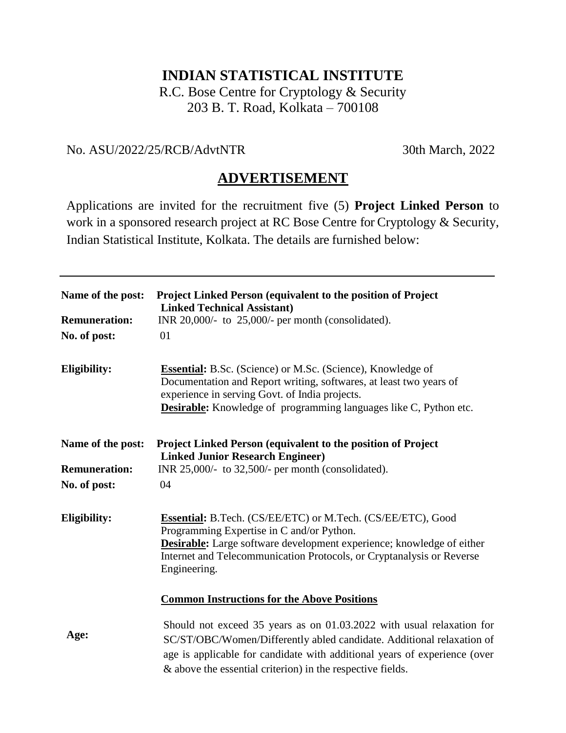# INDIAN STATISTICAL INSTITUTE

R.C. Bose Centre for Cryptology & Security
203 B. T. Road, Kolkata – 700108

No. ASU/2022/25/RCB/AdvtNTR 30th March, 2022

## ADVERTISEMENT

Applications are invited for the recruitment five (5) **Project Linked Person** to work in a sponsored research project at RC Bose Centre for Cryptology & Security, Indian Statistical Institute, Kolkata. The details are furnished below:

---

**Name of the post:** **Project Linked Person (equivalent to the position of Project Linked Technical Assistant)**

**Remuneration:** INR 20,000/- to 25,000/- per month (consolidated).

**No. of post:** 01

**Eligibility:** **Essential:** B.Sc. (Science) or M.Sc. (Science), Knowledge of Documentation and Report writing, softwares, at least two years of experience in serving Govt. of India projects.
**Desirable:** Knowledge of programming languages like C, Python etc.

**Name of the post:** **Project Linked Person (equivalent to the position of Project Linked Junior Research Engineer)**

**Remuneration:** INR 25,000/- to 32,500/- per month (consolidated).

**No. of post:** 04

**Eligibility:** **Essential:** B.Tech. (CS/EE/ETC) or M.Tech. (CS/EE/ETC), Good Programming Expertise in C and/or Python.
**Desirable:** Large software development experience; knowledge of either Internet and Telecommunication Protocols, or Cryptanalysis or Reverse Engineering.

**Common Instructions for the Above Positions**

**Age:** Should not exceed 35 years as on 01.03.2022 with usual relaxation for SC/ST/OBC/Women/Differently abled candidate. Additional relaxation of age is applicable for candidate with additional years of experience (over & above the essential criterion) in the respective fields.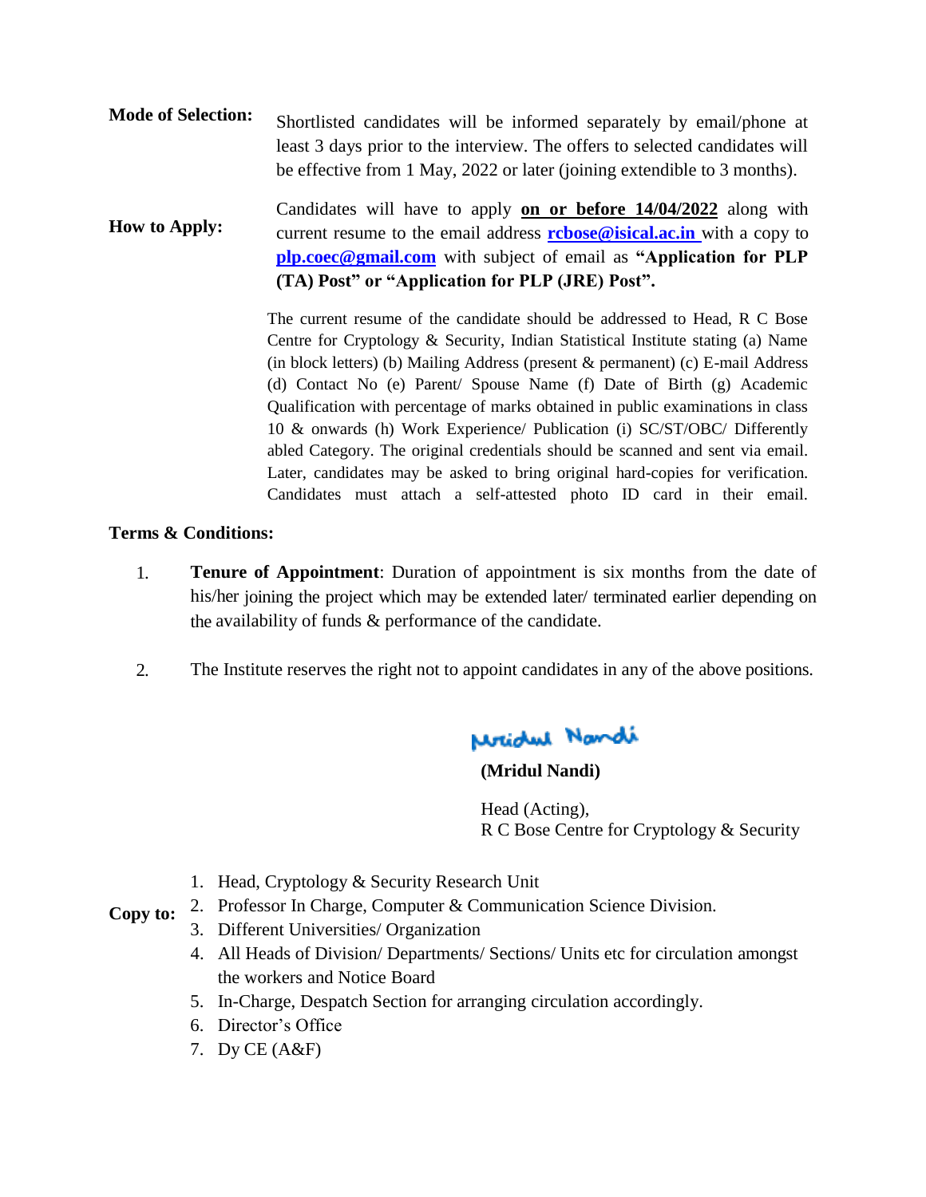**Mode of Selection:** Shortlisted candidates will be informed separately by email/phone at least 3 days prior to the interview. The offers to selected candidates will be effective from 1 May, 2022 or later (joining extendible to 3 months).

**How to Apply:** Candidates will have to apply **on or before 14/04/2022** along with current resume to the email address **rcbose@isical.ac.in** with a copy to **plp.coec@gmail.com** with subject of email as **"Application for PLP (TA) Post" or "Application for PLP (JRE) Post".**

The current resume of the candidate should be addressed to Head, R C Bose Centre for Cryptology & Security, Indian Statistical Institute stating (a) Name (in block letters) (b) Mailing Address (present & permanent) (c) E-mail Address (d) Contact No (e) Parent/ Spouse Name (f) Date of Birth (g) Academic Qualification with percentage of marks obtained in public examinations in class 10 & onwards (h) Work Experience/ Publication (i) SC/ST/OBC/ Differently abled Category. The original credentials should be scanned and sent via email. Later, candidates may be asked to bring original hard-copies for verification. Candidates must attach a self-attested photo ID card in their email.

**Terms & Conditions:**

1. **Tenure of Appointment**: Duration of appointment is six months from the date of his/her joining the project which may be extended later/ terminated earlier depending on the availability of funds & performance of the candidate.

2. The Institute reserves the right not to appoint candidates in any of the above positions.

Mridul Nandi

**(Mridul Nandi)**

Head (Acting),
R C Bose Centre for Cryptology & Security

**Copy to:**

1. Head, Cryptology & Security Research Unit
2. Professor In Charge, Computer & Communication Science Division.
3. Different Universities/ Organization
4. All Heads of Division/ Departments/ Sections/ Units etc for circulation amongst the workers and Notice Board
5. In-Charge, Despatch Section for arranging circulation accordingly.
6. Director's Office
7. Dy CE (A&F)